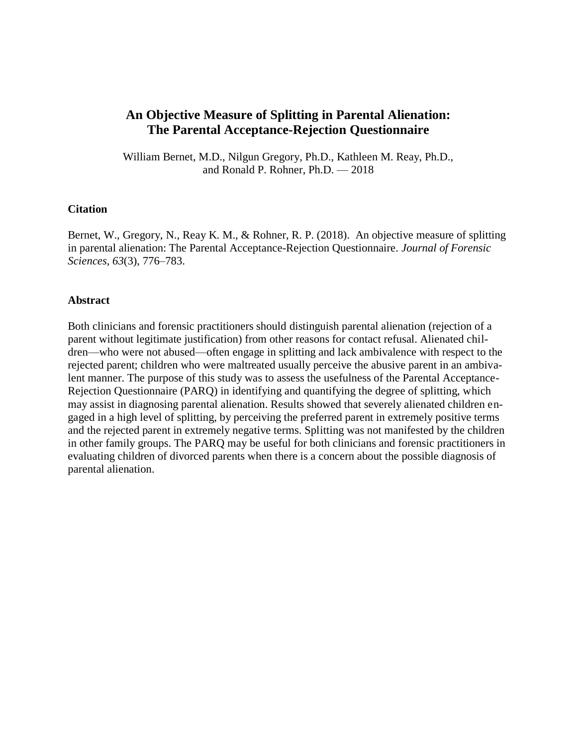# An Objective Measure of Splitting in Parental Alienation: The Parental Acceptance-Rejection Questionnaire

William Bernet, M.D., Nilgun Gregory, Ph.D., Kathleen M. Reay, Ph.D., and Ronald P. Rohner, Ph.D. — 2018

**Citation**

Bernet, W., Gregory, N., Reay K. M., & Rohner, R. P. (2018). An objective measure of splitting in parental alienation: The Parental Acceptance-Rejection Questionnaire. *Journal of Forensic Sciences*, *63*(3), 776–783.

**Abstract**

Both clinicians and forensic practitioners should distinguish parental alienation (rejection of a parent without legitimate justification) from other reasons for contact refusal. Alienated children—who were not abused—often engage in splitting and lack ambivalence with respect to the rejected parent; children who were maltreated usually perceive the abusive parent in an ambivalent manner. The purpose of this study was to assess the usefulness of the Parental Acceptance-Rejection Questionnaire (PARQ) in identifying and quantifying the degree of splitting, which may assist in diagnosing parental alienation. Results showed that severely alienated children engaged in a high level of splitting, by perceiving the preferred parent in extremely positive terms and the rejected parent in extremely negative terms. Splitting was not manifested by the children in other family groups. The PARQ may be useful for both clinicians and forensic practitioners in evaluating children of divorced parents when there is a concern about the possible diagnosis of parental alienation.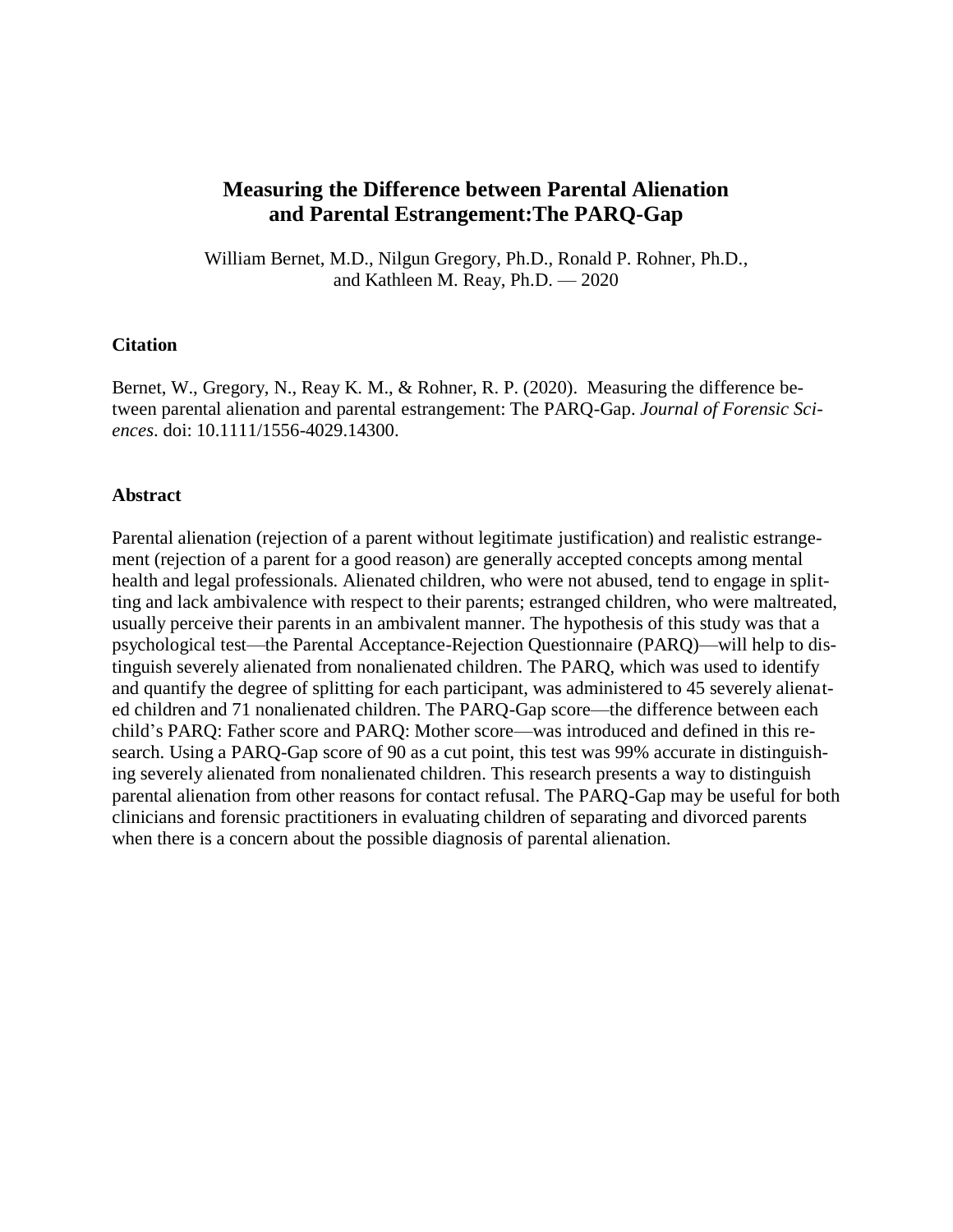# Measuring the Difference between Parental Alienation and Parental Estrangement:The PARQ-Gap

William Bernet, M.D., Nilgun Gregory, Ph.D., Ronald P. Rohner, Ph.D., and Kathleen M. Reay, Ph.D. — 2020

### Citation

Bernet, W., Gregory, N., Reay K. M., & Rohner, R. P. (2020). Measuring the difference between parental alienation and parental estrangement: The PARQ-Gap. *Journal of Forensic Sciences*. doi: 10.1111/1556-4029.14300.

### Abstract

Parental alienation (rejection of a parent without legitimate justification) and realistic estrangement (rejection of a parent for a good reason) are generally accepted concepts among mental health and legal professionals. Alienated children, who were not abused, tend to engage in splitting and lack ambivalence with respect to their parents; estranged children, who were maltreated, usually perceive their parents in an ambivalent manner. The hypothesis of this study was that a psychological test—the Parental Acceptance-Rejection Questionnaire (PARQ)—will help to distinguish severely alienated from nonalienated children. The PARQ, which was used to identify and quantify the degree of splitting for each participant, was administered to 45 severely alienated children and 71 nonalienated children. The PARQ-Gap score—the difference between each child's PARQ: Father score and PARQ: Mother score—was introduced and defined in this research. Using a PARQ-Gap score of 90 as a cut point, this test was 99% accurate in distinguishing severely alienated from nonalienated children. This research presents a way to distinguish parental alienation from other reasons for contact refusal. The PARQ-Gap may be useful for both clinicians and forensic practitioners in evaluating children of separating and divorced parents when there is a concern about the possible diagnosis of parental alienation.